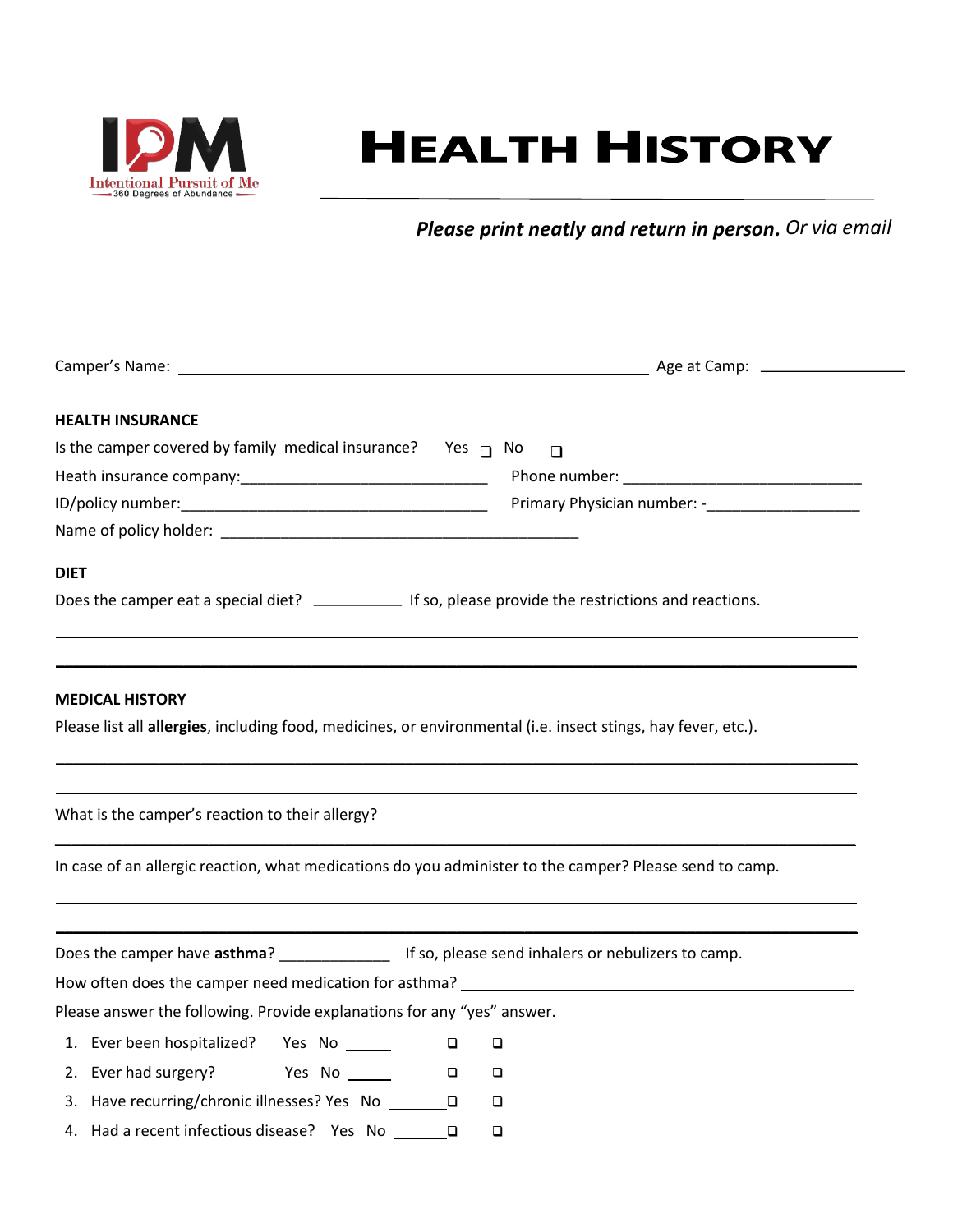IPM
Intentional Pursuit of Me
360 Degrees of Abundance

# HEALTH HISTORY

***Please print neatly and return in person.*** *Or via email*

Camper's Name: ______________________________ Age at Camp: ____________

**HEALTH INSURANCE**

Is the camper covered by family medical insurance? Yes ❑ No ❑

Heath insurance company:______________________ Phone number: ______________________

ID/policy number:____________________________ Primary Physician number: -________________

Name of policy holder: ________________________________

**DIET**

Does the camper eat a special diet? __________ If so, please provide the restrictions and reactions.

________________________________________________________________________

________________________________________________________________________

**MEDICAL HISTORY**

Please list all **allergies**, including food, medicines, or environmental (i.e. insect stings, hay fever, etc.).

________________________________________________________________________

________________________________________________________________________

What is the camper's reaction to their allergy?

________________________________________________________________________

In case of an allergic reaction, what medications do you administer to the camper? Please send to camp.

________________________________________________________________________

________________________________________________________________________

Does the camper have **asthma**? ____________ If so, please send inhalers or nebulizers to camp.

How often does the camper need medication for asthma? ______________________________

Please answer the following. Provide explanations for any "yes" answer.

1. Ever been hospitalized? Yes No _____ ❑ ❑
2. Ever had surgery? Yes No _____ ❑ ❑
3. Have recurring/chronic illnesses? Yes No _______❑ ❑
4. Had a recent infectious disease? Yes No _______❑ ❑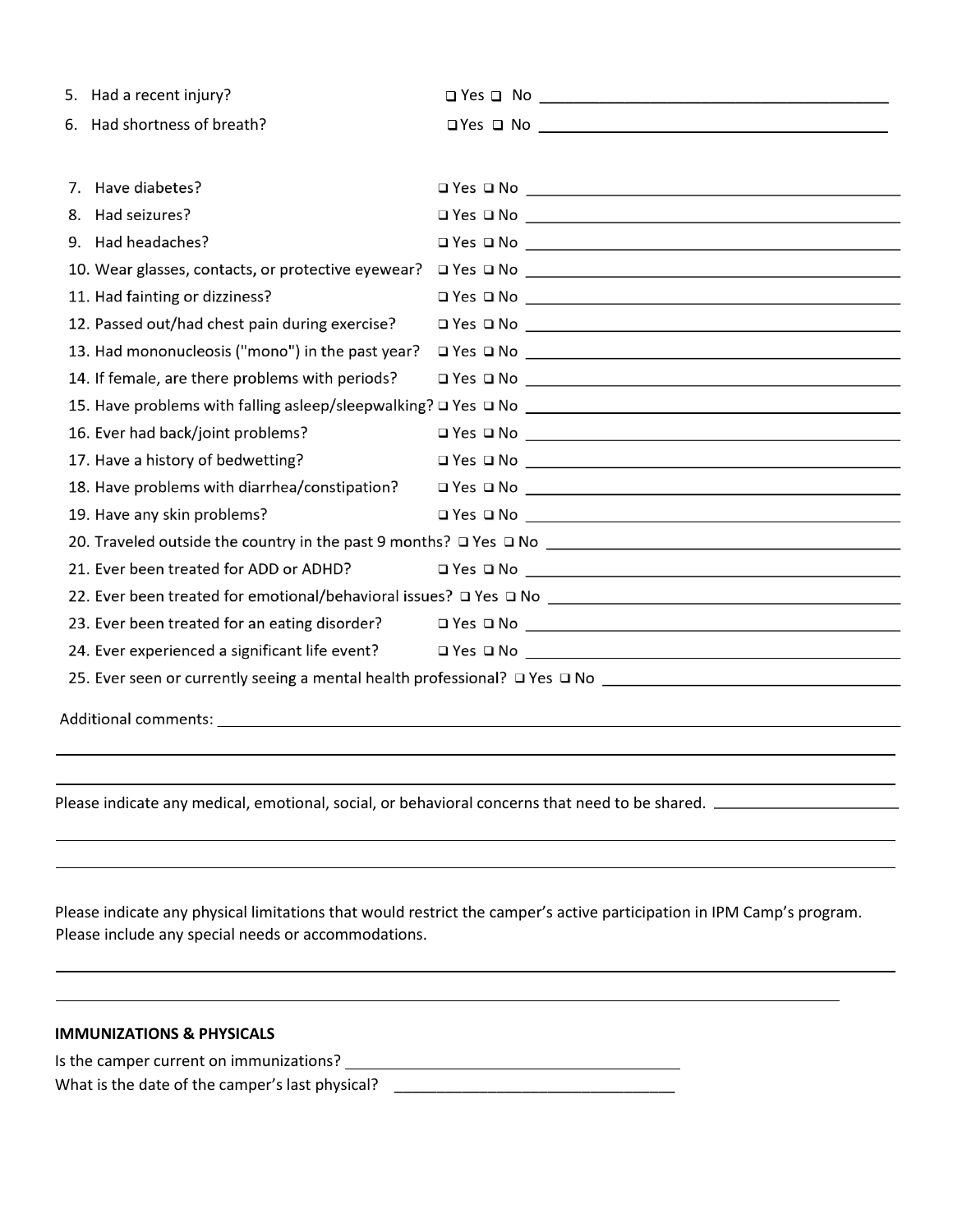5. Had a recent injury? ❑ Yes ❑ No ______________________________

6. Had shortness of breath? ❑ Yes ❑ No ______________________________

7. Have diabetes? ❑ Yes ❑ No ______________________________

8. Had seizures? ❑ Yes ❑ No ______________________________

9. Had headaches? ❑ Yes ❑ No ______________________________

10. Wear glasses, contacts, or protective eyewear? ❑ Yes ❑ No ______________________________

11. Had fainting or dizziness? ❑ Yes ❑ No ______________________________

12. Passed out/had chest pain during exercise? ❑ Yes ❑ No ______________________________

13. Had mononucleosis ("mono") in the past year? ❑ Yes ❑ No ______________________________

14. If female, are there problems with periods? ❑ Yes ❑ No ______________________________

15. Have problems with falling asleep/sleepwalking? ❑ Yes ❑ No ______________________________

16. Ever had back/joint problems? ❑ Yes ❑ No ______________________________

17. Have a history of bedwetting? ❑ Yes ❑ No ______________________________

18. Have problems with diarrhea/constipation? ❑ Yes ❑ No ______________________________

19. Have any skin problems? ❑ Yes ❑ No ______________________________

20. Traveled outside the country in the past 9 months? ❑ Yes ❑ No ______________________________

21. Ever been treated for ADD or ADHD? ❑ Yes ❑ No ______________________________

22. Ever been treated for emotional/behavioral issues? ❑ Yes ❑ No ______________________________

23. Ever been treated for an eating disorder? ❑ Yes ❑ No ______________________________

24. Ever experienced a significant life event? ❑ Yes ❑ No ______________________________

25. Ever seen or currently seeing a mental health professional? ❑ Yes ❑ No ______________________________

Additional comments: ____________________________________________________________

____________________________________________________________

____________________________________________________________

Please indicate any medical, emotional, social, or behavioral concerns that need to be shared. ______________________

____________________________________________________________

____________________________________________________________

Please indicate any physical limitations that would restrict the camper's active participation in IPM Camp's program. Please include any special needs or accommodations.

____________________________________________________________

____________________________________________________________

**IMMUNIZATIONS & PHYSICALS**

Is the camper current on immunizations? ______________________________

What is the date of the camper's last physical? ______________________________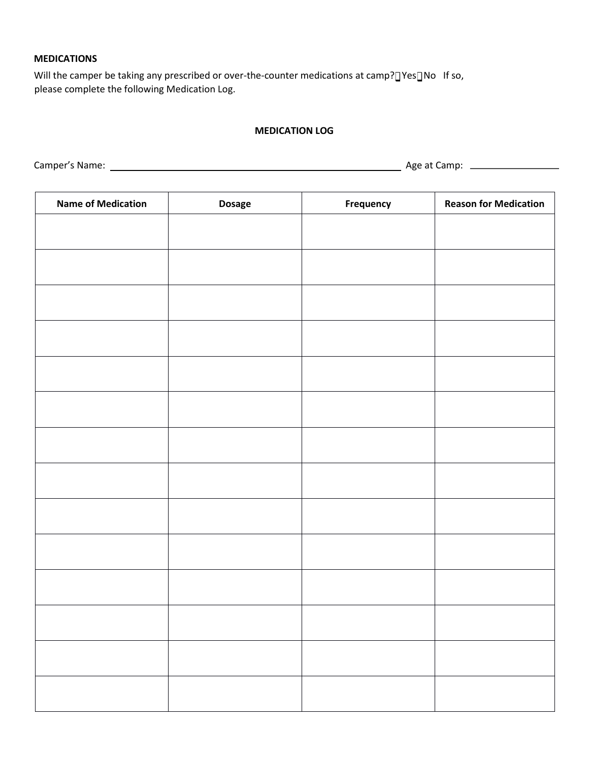**MEDICATIONS**

Will the camper be taking any prescribed or over-the-counter medications at camp? ☐ Yes ☐ No If so, please complete the following Medication Log.

**MEDICATION LOG**

Camper's Name: ______________________________________________ Age at Camp: ______________

| Name of Medication | Dosage | Frequency | Reason for Medication |
|---|---|---|---|
| | | | |
| | | | |
| | | | |
| | | | |
| | | | |
| | | | |
| | | | |
| | | | |
| | | | |
| | | | |
| | | | |
| | | | |
| | | | |
| | | | |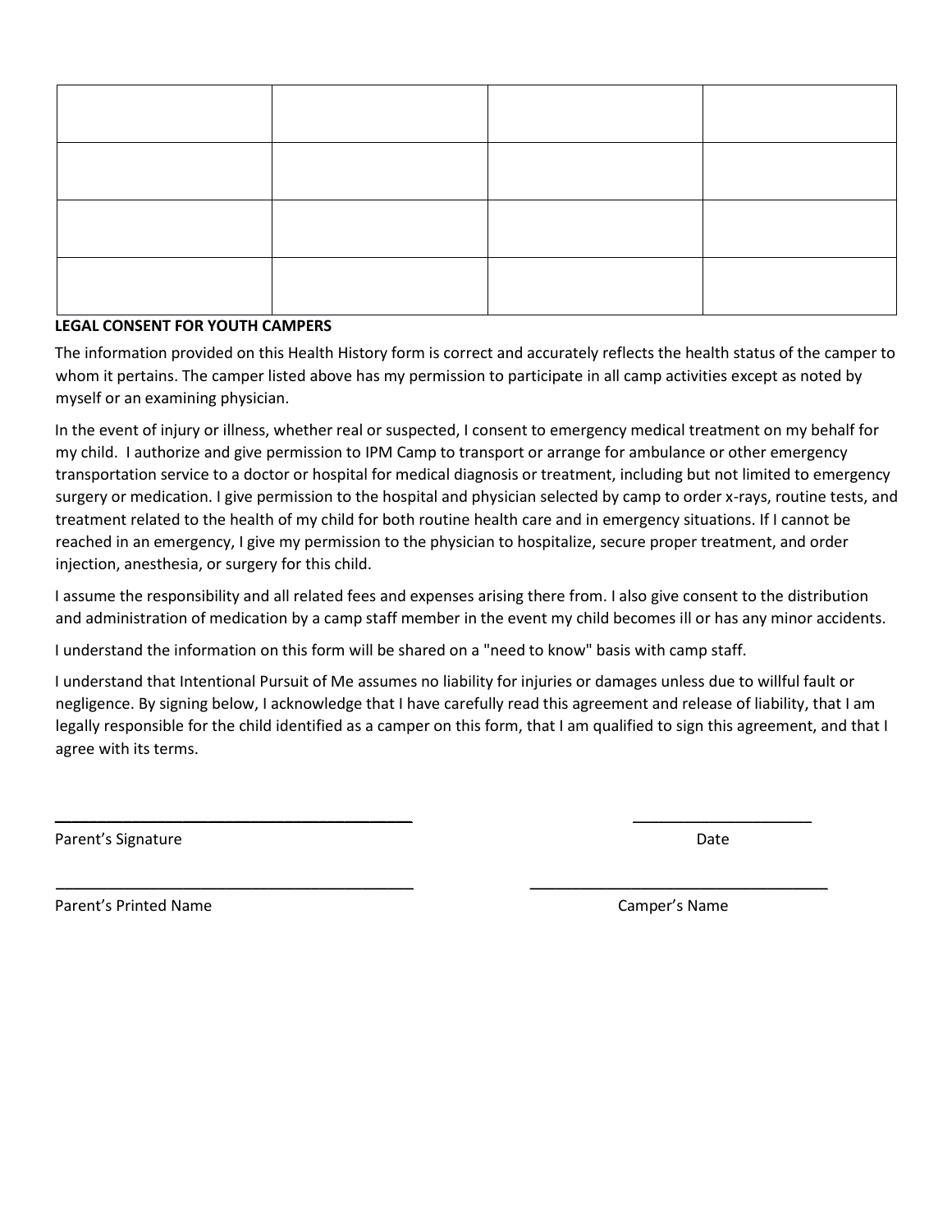| | | | |
|---|---|---|---|
| | | | |
| | | | |
| | | | |
| | | | |

**LEGAL CONSENT FOR YOUTH CAMPERS**

The information provided on this Health History form is correct and accurately reflects the health status of the camper to whom it pertains. The camper listed above has my permission to participate in all camp activities except as noted by myself or an examining physician.

In the event of injury or illness, whether real or suspected, I consent to emergency medical treatment on my behalf for my child. I authorize and give permission to IPM Camp to transport or arrange for ambulance or other emergency transportation service to a doctor or hospital for medical diagnosis or treatment, including but not limited to emergency surgery or medication. I give permission to the hospital and physician selected by camp to order x-rays, routine tests, and treatment related to the health of my child for both routine health care and in emergency situations. If I cannot be reached in an emergency, I give my permission to the physician to hospitalize, secure proper treatment, and order injection, anesthesia, or surgery for this child.

I assume the responsibility and all related fees and expenses arising there from. I also give consent to the distribution and administration of medication by a camp staff member in the event my child becomes ill or has any minor accidents.

I understand the information on this form will be shared on a "need to know" basis with camp staff.

I understand that Intentional Pursuit of Me assumes no liability for injuries or damages unless due to willful fault or negligence. By signing below, I acknowledge that I have carefully read this agreement and release of liability, that I am legally responsible for the child identified as a camper on this form, that I am qualified to sign this agreement, and that I agree with its terms.

_____________________________________________ ______________________

Parent's Signature Date

_____________________________________________ _____________________________________

Parent's Printed Name Camper's Name